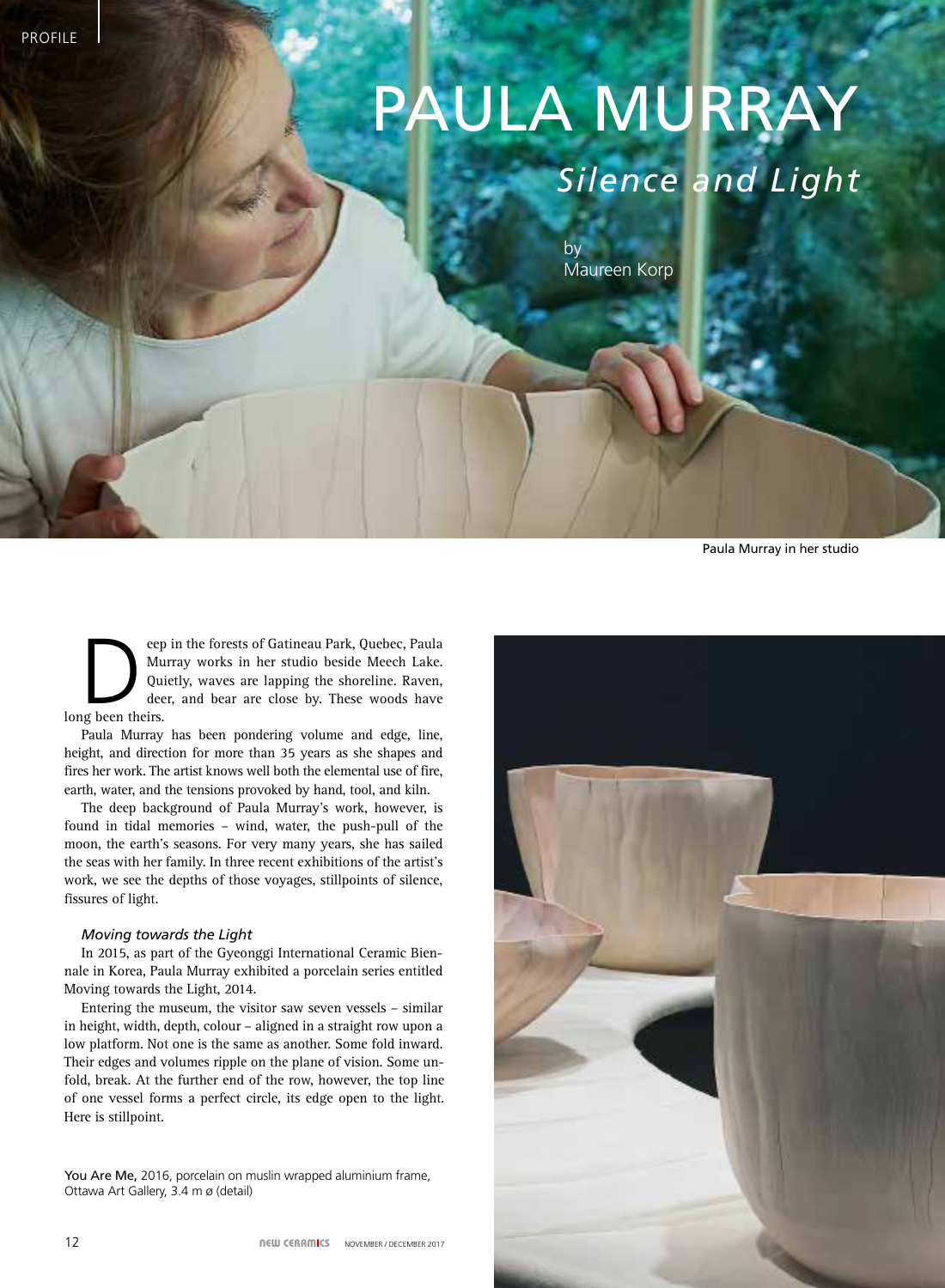PROFILE

# PAULA MURRAY

## *Silence and Light*

by
Maureen Korp

Paula Murray in her studio

Deep in the forests of Gatineau Park, Quebec, Paula Murray works in her studio beside Meech Lake. Quietly, waves are lapping the shoreline. Raven, deer, and bear are close by. These woods have long been theirs.

Paula Murray has been pondering volume and edge, line, height, and direction for more than 35 years as she shapes and fires her work. The artist knows well both the elemental use of fire, earth, water, and the tensions provoked by hand, tool, and kiln.

The deep background of Paula Murray's work, however, is found in tidal memories – wind, water, the push-pull of the moon, the earth's seasons. For very many years, she has sailed the seas with her family. In three recent exhibitions of the artist's work, we see the depths of those voyages, stillpoints of silence, fissures of light.

### *Moving towards the Light*

In 2015, as part of the Gyeonggi International Ceramic Biennale in Korea, Paula Murray exhibited a porcelain series entitled Moving towards the Light, 2014.

Entering the museum, the visitor saw seven vessels – similar in height, width, depth, colour – aligned in a straight row upon a low platform. Not one is the same as another. Some fold inward. Their edges and volumes ripple on the plane of vision. Some unfold, break. At the further end of the row, however, the top line of one vessel forms a perfect circle, its edge open to the light. Here is stillpoint.

**You Are Me,** 2016, porcelain on muslin wrapped aluminium frame, Ottawa Art Gallery, 3.4 m ø (detail)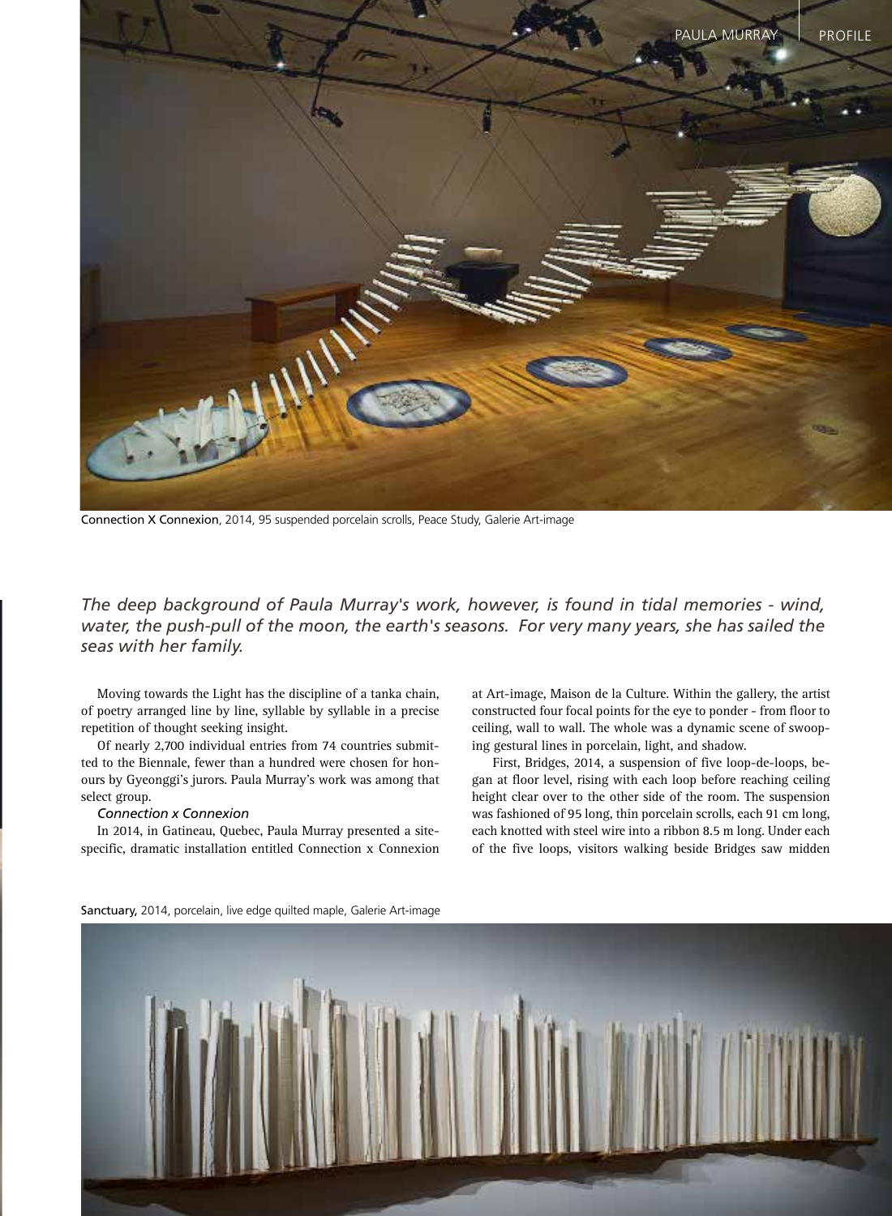Connection X Connexion, 2014, 95 suspended porcelain scrolls, Peace Study, Galerie Art-image

*The deep background of Paula Murray's work, however, is found in tidal memories - wind, water, the push-pull of the moon, the earth's seasons. For very many years, she has sailed the seas with her family.*

Moving towards the Light has the discipline of a tanka chain, of poetry arranged line by line, syllable by syllable in a precise repetition of thought seeking insight.

Of nearly 2,700 individual entries from 74 countries submitted to the Biennale, fewer than a hundred were chosen for honours by Gyeonggi's jurors. Paula Murray's work was among that select group.

*Connection x Connexion*

In 2014, in Gatineau, Quebec, Paula Murray presented a site-specific, dramatic installation entitled Connection x Connexion at Art-image, Maison de la Culture. Within the gallery, the artist constructed four focal points for the eye to ponder - from floor to ceiling, wall to wall. The whole was a dynamic scene of swooping gestural lines in porcelain, light, and shadow.

First, Bridges, 2014, a suspension of five loop-de-loops, began at floor level, rising with each loop before reaching ceiling height clear over to the other side of the room. The suspension was fashioned of 95 long, thin porcelain scrolls, each 91 cm long, each knotted with steel wire into a ribbon 8.5 m long. Under each of the five loops, visitors walking beside Bridges saw midden

Sanctuary, 2014, porcelain, live edge quilted maple, Galerie Art-image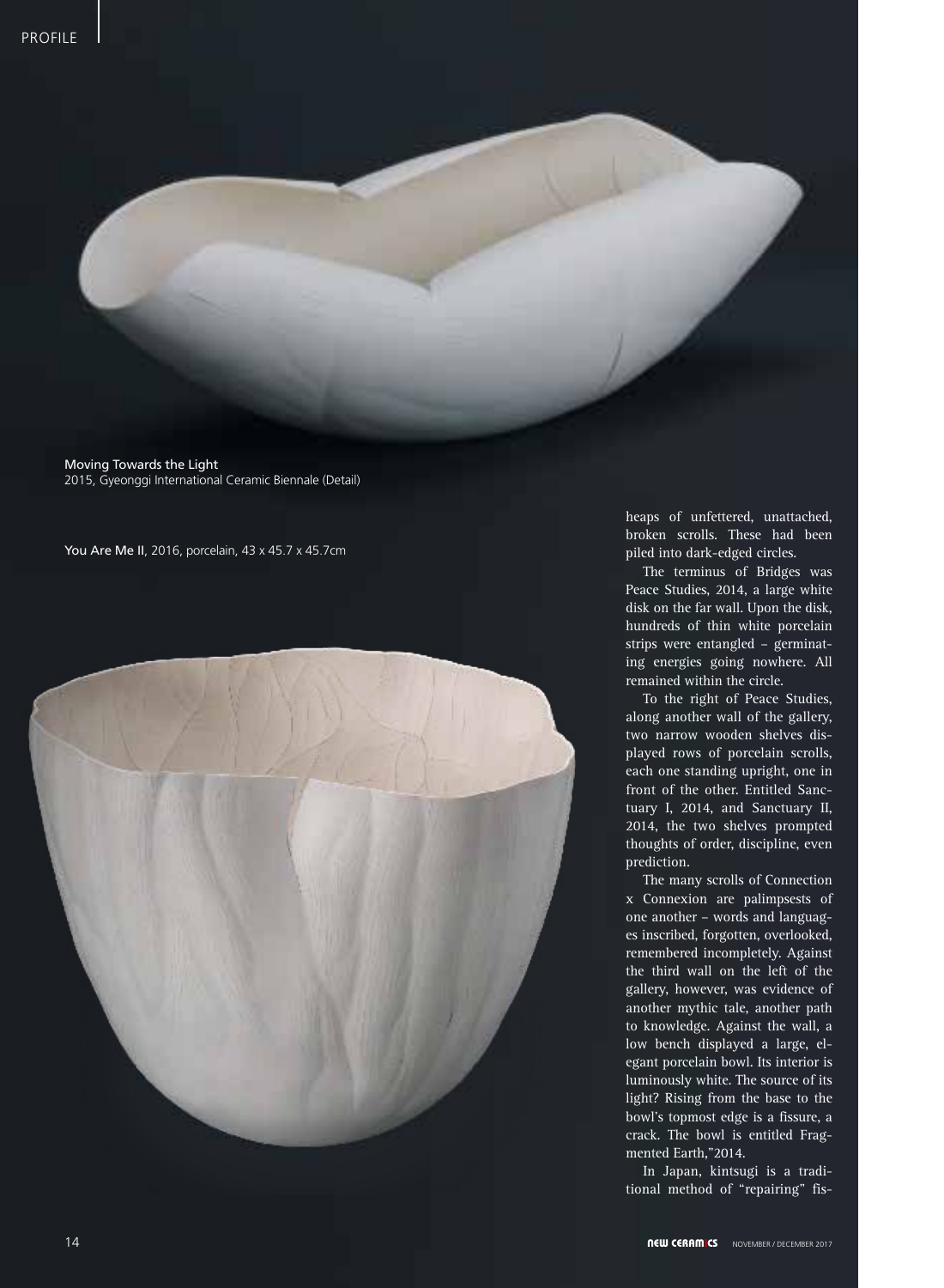Moving Towards the Light
2015, Gyeonggi International Ceramic Biennale (Detail)

**You Are Me II**, 2016, porcelain, 43 x 45.7 x 45.7cm

heaps of unfettered, unattached, broken scrolls. These had been piled into dark-edged circles.

The terminus of Bridges was Peace Studies, 2014, a large white disk on the far wall. Upon the disk, hundreds of thin white porcelain strips were entangled – germinating energies going nowhere. All remained within the circle.

To the right of Peace Studies, along another wall of the gallery, two narrow wooden shelves displayed rows of porcelain scrolls, each one standing upright, one in front of the other. Entitled Sanctuary I, 2014, and Sanctuary II, 2014, the two shelves prompted thoughts of order, discipline, even prediction.

The many scrolls of Connection x Connexion are palimpsests of one another – words and languages inscribed, forgotten, overlooked, remembered incompletely. Against the third wall on the left of the gallery, however, was evidence of another mythic tale, another path to knowledge. Against the wall, a low bench displayed a large, elegant porcelain bowl. Its interior is luminously white. The source of its light? Rising from the base to the bowl's topmost edge is a fissure, a crack. The bowl is entitled Fragmented Earth,"2014.

In Japan, kintsugi is a traditional method of "repairing" fis-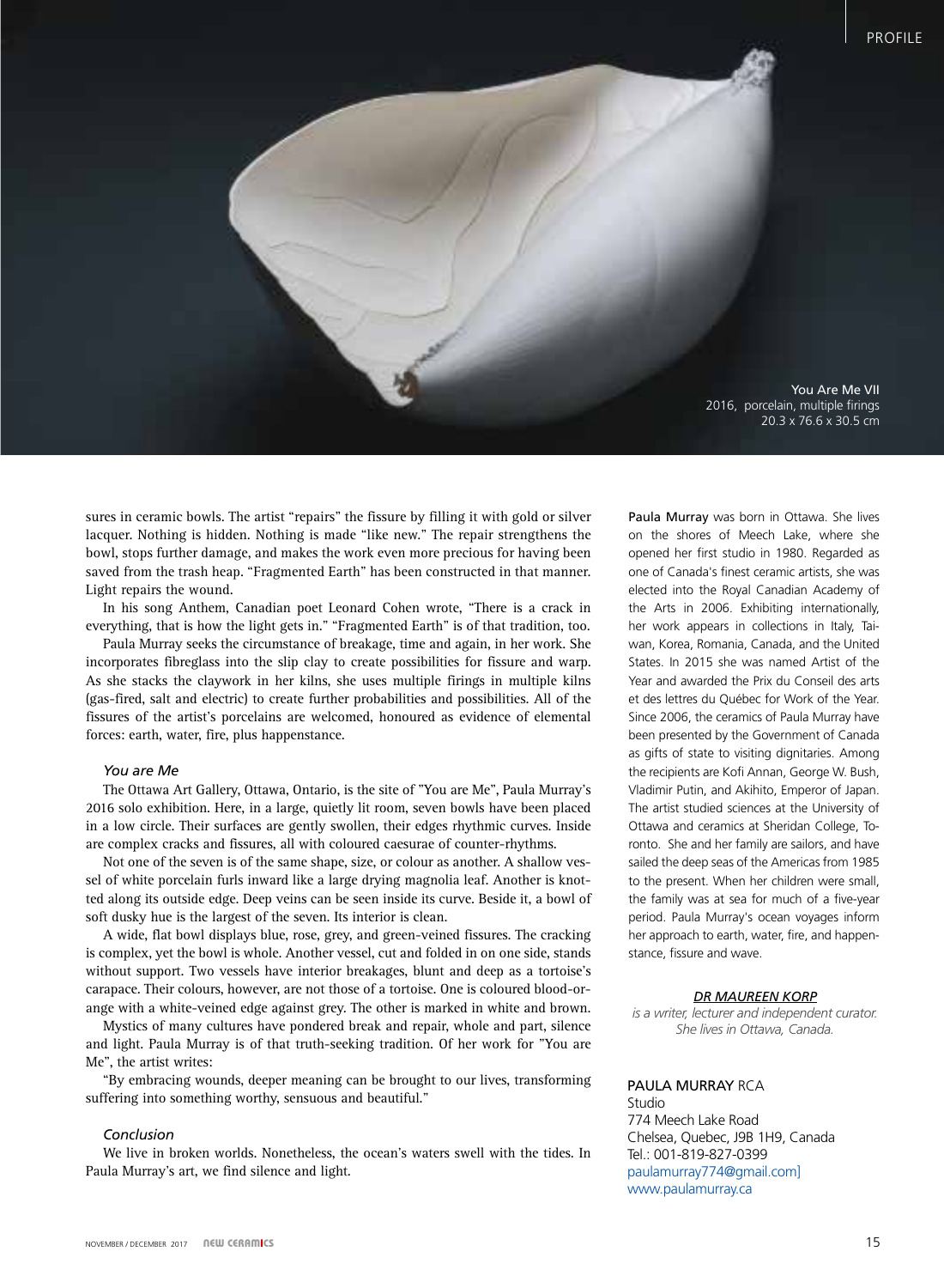You Are Me VII
2016, porcelain, multiple firings
20.3 x 76.6 x 30.5 cm

sures in ceramic bowls. The artist "repairs" the fissure by filling it with gold or silver lacquer. Nothing is hidden. Nothing is made "like new." The repair strengthens the bowl, stops further damage, and makes the work even more precious for having been saved from the trash heap. "Fragmented Earth" has been constructed in that manner. Light repairs the wound.

In his song Anthem, Canadian poet Leonard Cohen wrote, "There is a crack in everything, that is how the light gets in." "Fragmented Earth" is of that tradition, too.

Paula Murray seeks the circumstance of breakage, time and again, in her work. She incorporates fibreglass into the slip clay to create possibilities for fissure and warp. As she stacks the claywork in her kilns, she uses multiple firings in multiple kilns (gas-fired, salt and electric) to create further probabilities and possibilities. All of the fissures of the artist's porcelains are welcomed, honoured as evidence of elemental forces: earth, water, fire, plus happenstance.

### *You are Me*

The Ottawa Art Gallery, Ottawa, Ontario, is the site of "You are Me", Paula Murray's 2016 solo exhibition. Here, in a large, quietly lit room, seven bowls have been placed in a low circle. Their surfaces are gently swollen, their edges rhythmic curves. Inside are complex cracks and fissures, all with coloured caesurae of counter-rhythms.

Not one of the seven is of the same shape, size, or colour as another. A shallow vessel of white porcelain furls inward like a large drying magnolia leaf. Another is knotted along its outside edge. Deep veins can be seen inside its curve. Beside it, a bowl of soft dusky hue is the largest of the seven. Its interior is clean.

A wide, flat bowl displays blue, rose, grey, and green-veined fissures. The cracking is complex, yet the bowl is whole. Another vessel, cut and folded in on one side, stands without support. Two vessels have interior breakages, blunt and deep as a tortoise's carapace. Their colours, however, are not those of a tortoise. One is coloured blood-orange with a white-veined edge against grey. The other is marked in white and brown.

Mystics of many cultures have pondered break and repair, whole and part, silence and light. Paula Murray is of that truth-seeking tradition. Of her work for "You are Me", the artist writes:

"By embracing wounds, deeper meaning can be brought to our lives, transforming suffering into something worthy, sensuous and beautiful."

### *Conclusion*

We live in broken worlds. Nonetheless, the ocean's waters swell with the tides. In Paula Murray's art, we find silence and light.

**Paula Murray** was born in Ottawa. She lives on the shores of the Meech Lake, where she opened her first studio in 1980. Regarded as one of Canada's finest ceramic artists, she was elected into the Royal Canadian Academy of the Arts in 2006. Exhibiting internationally, her work appears in collections in Italy, Taiwan, Korea, Romania, Canada, and the United States. In 2015 she was named Artist of the Year and awarded the Prix du Conseil des arts et des lettres du Québec for Work of the Year. Since 2006, the ceramics of Paula Murray have been presented by the Government of Canada as gifts of state to visiting dignitaries. Among the recipients are Kofi Annan, George W. Bush, Vladimir Putin, and Akihito, Emperor of Japan. The artist studied sciences at the University of Ottawa and ceramics at Sheridan College, Toronto. She and her family are sailors, and have sailed the deep seas of the Americas from 1985 to the present. When her children were small, the family was at sea for much of a five-year period. Paula Murray's ocean voyages inform her approach to earth, water, fire, and happenstance, fissure and wave.

***DR MAUREEN KORP***
*is a writer, lecturer and independent curator. She lives in Ottawa, Canada.*

PAULA MURRAY RCA
Studio
774 Meech Lake Road
Chelsea, Quebec, J9B 1H9, Canada
Tel.: 001-819-827-0399
paulamurray774@gmail.com]
www.paulamurray.ca